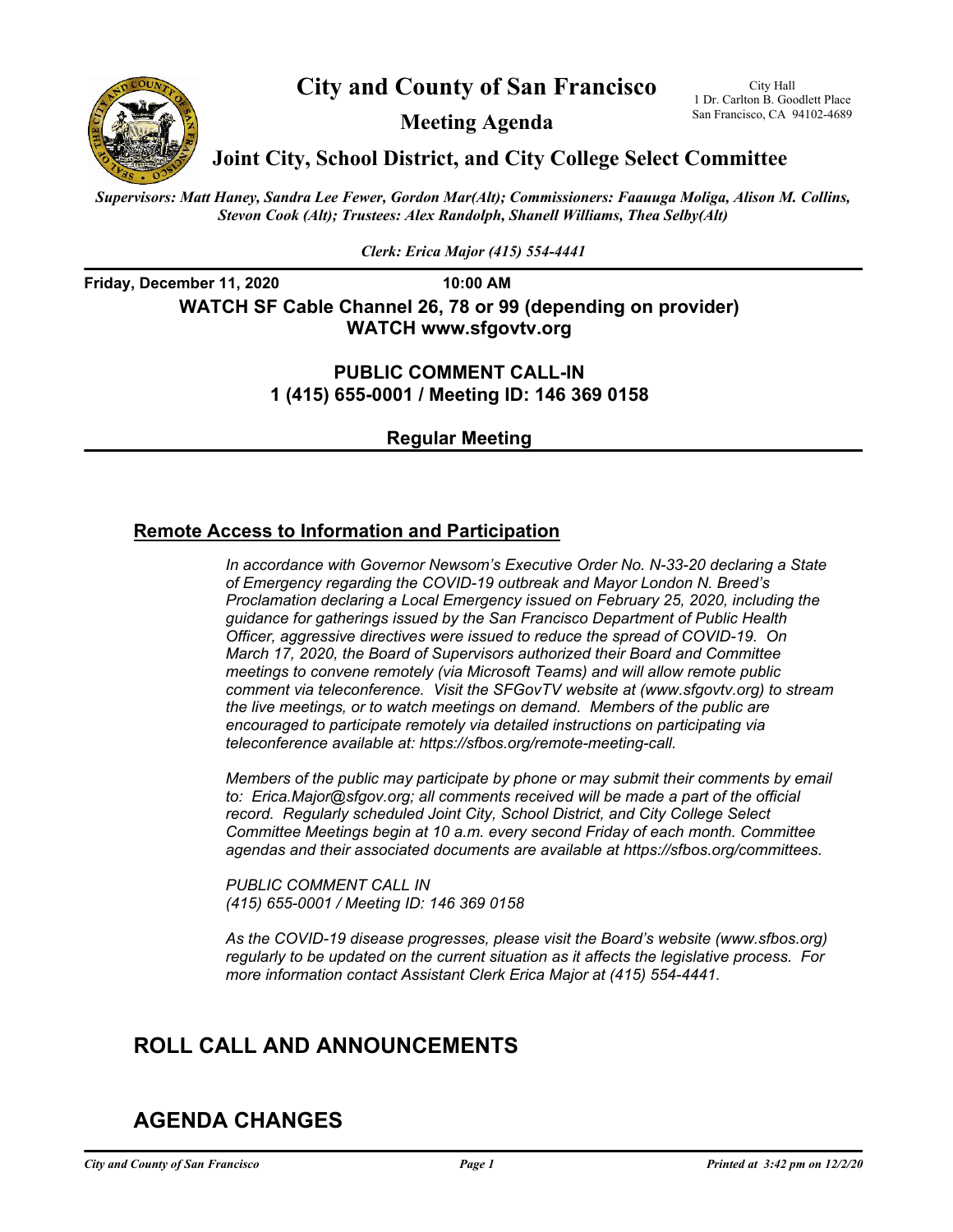# City and County of San Francisco

## Meeting Agenda

City Hall
1 Dr. Carlton B. Goodlett Place
San Francisco, CA 94102-4689

## Joint City, School District, and City College Select Committee

*Supervisors: Matt Haney, Sandra Lee Fewer, Gordon Mar(Alt); Commissioners: Faauuga Moliga, Alison M. Collins, Stevon Cook (Alt); Trustees: Alex Randolph, Shanell Williams, Thea Selby(Alt)*

*Clerk: Erica Major (415) 554-4441*

**Friday, December 11, 2020** **10:00 AM**

**WATCH SF Cable Channel 26, 78 or 99 (depending on provider)**
**WATCH www.sfgovtv.org**

**PUBLIC COMMENT CALL-IN**
**1 (415) 655-0001 / Meeting ID: 146 369 0158**

**Regular Meeting**

## Remote Access to Information and Participation

*In accordance with Governor Newsom's Executive Order No. N-33-20 declaring a State of Emergency regarding the COVID-19 outbreak and Mayor London N. Breed's Proclamation declaring a Local Emergency issued on February 25, 2020, including the guidance for gatherings issued by the San Francisco Department of Public Health Officer, aggressive directives were issued to reduce the spread of COVID-19. On March 17, 2020, the Board of Supervisors authorized their Board and Committee meetings to convene remotely (via Microsoft Teams) and will allow remote public comment via teleconference. Visit the SFGovTV website at (www.sfgovtv.org) to stream the live meetings, or to watch meetings on demand. Members of the public are encouraged to participate remotely via detailed instructions on participating via teleconference available at: https://sfbos.org/remote-meeting-call.*

*Members of the public may participate by phone or may submit their comments by email to: Erica.Major@sfgov.org; all comments received will be made a part of the official record. Regularly scheduled Joint City, School District, and City College Select Committee Meetings begin at 10 a.m. every second Friday of each month. Committee agendas and their associated documents are available at https://sfbos.org/committees.*

*PUBLIC COMMENT CALL IN*
*(415) 655-0001 / Meeting ID: 146 369 0158*

*As the COVID-19 disease progresses, please visit the Board's website (www.sfbos.org) regularly to be updated on the current situation as it affects the legislative process. For more information contact Assistant Clerk Erica Major at (415) 554-4441.*

# ROLL CALL AND ANNOUNCEMENTS

# AGENDA CHANGES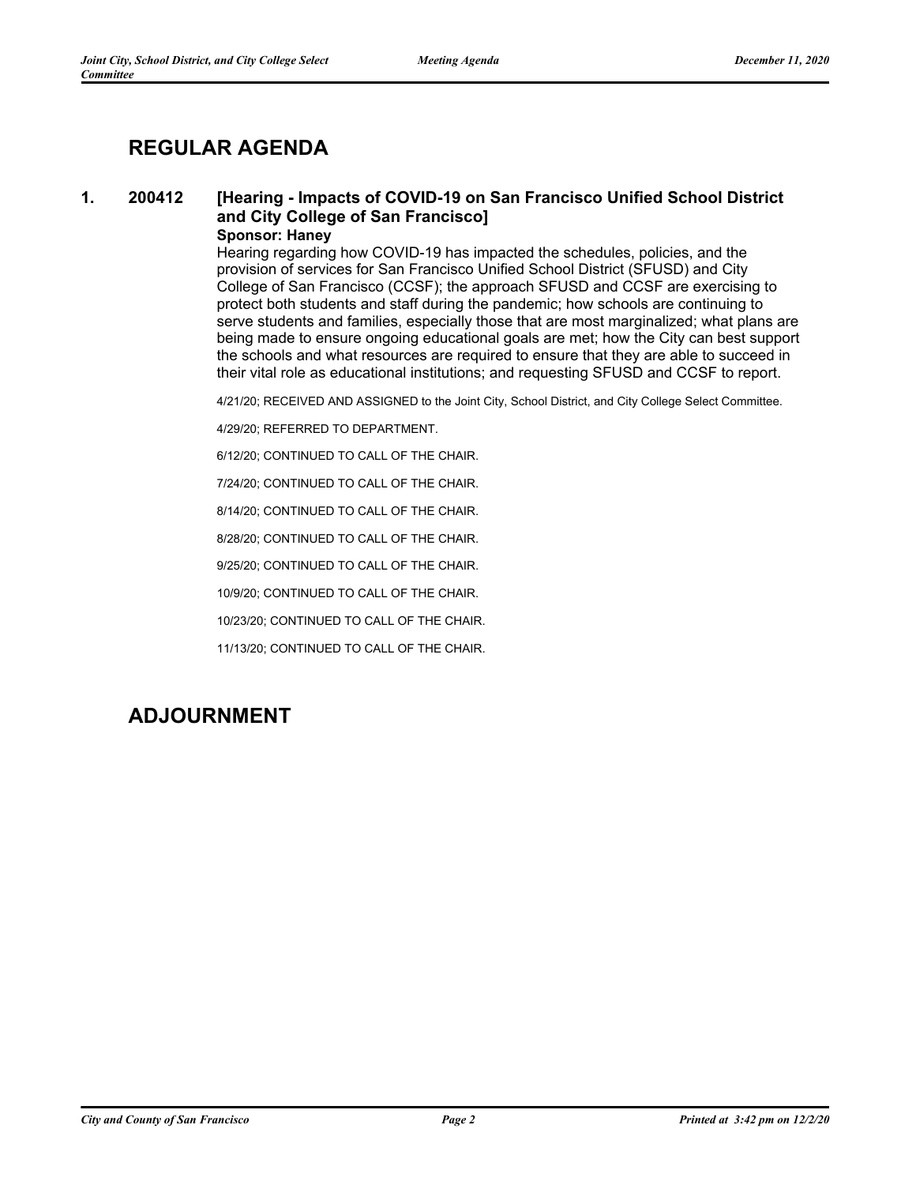## REGULAR AGENDA

**1. 200412 [Hearing - Impacts of COVID-19 on San Francisco Unified School District and City College of San Francisco]**

**Sponsor: Haney**

Hearing regarding how COVID-19 has impacted the schedules, policies, and the provision of services for San Francisco Unified School District (SFUSD) and City College of San Francisco (CCSF); the approach SFUSD and CCSF are exercising to protect both students and staff during the pandemic; how schools are continuing to serve students and families, especially those that are most marginalized; what plans are being made to ensure ongoing educational goals are met; how the City can best support the schools and what resources are required to ensure that they are able to succeed in their vital role as educational institutions; and requesting SFUSD and CCSF to report.

4/21/20; RECEIVED AND ASSIGNED to the Joint City, School District, and City College Select Committee.

4/29/20; REFERRED TO DEPARTMENT.

6/12/20; CONTINUED TO CALL OF THE CHAIR.

7/24/20; CONTINUED TO CALL OF THE CHAIR.

8/14/20; CONTINUED TO CALL OF THE CHAIR.

8/28/20; CONTINUED TO CALL OF THE CHAIR.

9/25/20; CONTINUED TO CALL OF THE CHAIR.

10/9/20; CONTINUED TO CALL OF THE CHAIR.

10/23/20; CONTINUED TO CALL OF THE CHAIR.

11/13/20; CONTINUED TO CALL OF THE CHAIR.

## ADJOURNMENT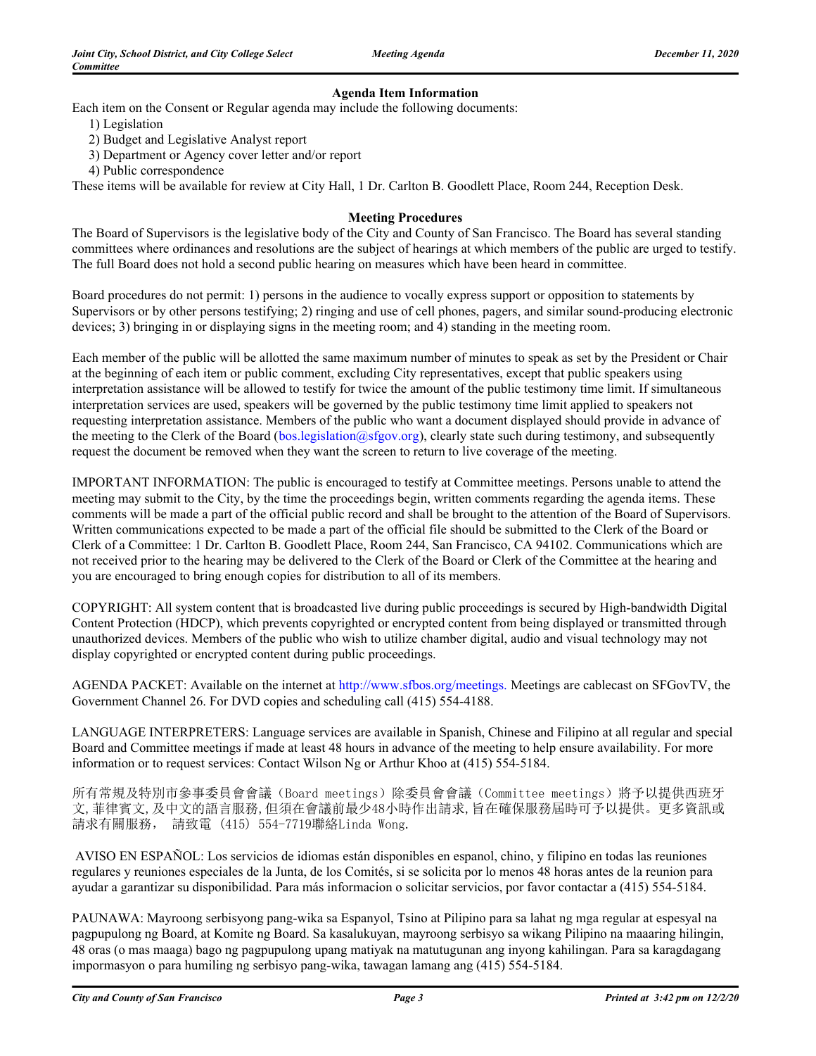### Agenda Item Information

Each item on the Consent or Regular agenda may include the following documents:

1) Legislation
2) Budget and Legislative Analyst report
3) Department or Agency cover letter and/or report
4) Public correspondence

These items will be available for review at City Hall, 1 Dr. Carlton B. Goodlett Place, Room 244, Reception Desk.

### Meeting Procedures

The Board of Supervisors is the legislative body of the City and County of San Francisco. The Board has several standing committees where ordinances and resolutions are the subject of hearings at which members of the public are urged to testify. The full Board does not hold a second public hearing on measures which have been heard in committee.

Board procedures do not permit: 1) persons in the audience to vocally express support or opposition to statements by Supervisors or by other persons testifying; 2) ringing and use of cell phones, pagers, and similar sound-producing electronic devices; 3) bringing in or displaying signs in the meeting room; and 4) standing in the meeting room.

Each member of the public will be allotted the same maximum number of minutes to speak as set by the President or Chair at the beginning of each item or public comment, excluding City representatives, except that public speakers using interpretation assistance will be allowed to testify for twice the amount of the public testimony time limit. If simultaneous interpretation services are used, speakers will be governed by the public testimony time limit applied to speakers not requesting interpretation assistance. Members of the public who want a document displayed should provide in advance of the meeting to the Clerk of the Board (bos.legislation@sfgov.org), clearly state such during testimony, and subsequently request the document be removed when they want the screen to return to live coverage of the meeting.

IMPORTANT INFORMATION: The public is encouraged to testify at Committee meetings. Persons unable to attend the meeting may submit to the City, by the time the proceedings begin, written comments regarding the agenda items. These comments will be made a part of the official public record and shall be brought to the attention of the Board of Supervisors. Written communications expected to be made a part of the official file should be submitted to the Clerk of the Board or Clerk of a Committee: 1 Dr. Carlton B. Goodlett Place, Room 244, San Francisco, CA 94102. Communications which are not received prior to the hearing may be delivered to the Clerk of the Board or Clerk of the Committee at the hearing and you are encouraged to bring enough copies for distribution to all of its members.

COPYRIGHT: All system content that is broadcasted live during public proceedings is secured by High-bandwidth Digital Content Protection (HDCP), which prevents copyrighted or encrypted content from being displayed or transmitted through unauthorized devices. Members of the public who wish to utilize chamber digital, audio and visual technology may not display copyrighted or encrypted content during public proceedings.

AGENDA PACKET: Available on the internet at http://www.sfbos.org/meetings. Meetings are cablecast on SFGovTV, the Government Channel 26. For DVD copies and scheduling call (415) 554-4188.

LANGUAGE INTERPRETERS: Language services are available in Spanish, Chinese and Filipino at all regular and special Board and Committee meetings if made at least 48 hours in advance of the meeting to help ensure availability. For more information or to request services: Contact Wilson Ng or Arthur Khoo at (415) 554-5184.

所有常規及特別市參事委員會會議（Board meetings）除委員會會議（Committee meetings）將予以提供西班牙文,菲律賓文,及中文的語言服務,但須在會議前最少48小時作出請求,旨在確保服務屆時可予以提供。更多資訊或請求有關服務， 請致電 (415) 554-7719聯絡Linda Wong.

AVISO EN ESPAÑOL: Los servicios de idiomas están disponibles en espanol, chino, y filipino en todas las reuniones regulares y reuniones especiales de la Junta, de los Comités, si se solicita por lo menos 48 horas antes de la reunion para ayudar a garantizar su disponibilidad. Para más informacion o solicitar servicios, por favor contactar a (415) 554-5184.

PAUNAWA: Mayroong serbisyong pang-wika sa Espanyol, Tsino at Pilipino para sa lahat ng mga regular at espesyal na pagpupulong ng Board, at Komite ng Board. Sa kasalukuyan, mayroong serbisyo sa wikang Pilipino na maaaring hilingin, 48 oras (o mas maaga) bago ng pagpupulong upang matiyak na matutugunan ang inyong kahilingan. Para sa karagdagang impormasyon o para humiling ng serbisyo pang-wika, tawagan lamang ang (415) 554-5184.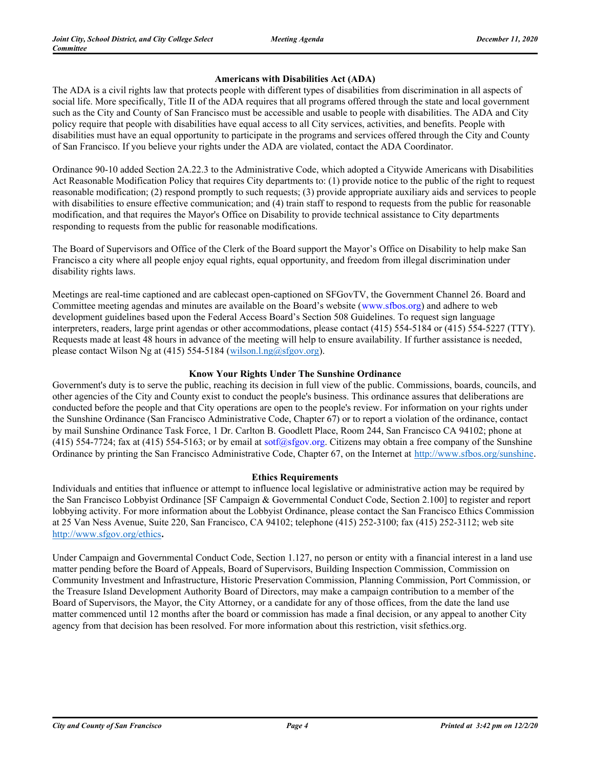### Americans with Disabilities Act (ADA)

The ADA is a civil rights law that protects people with different types of disabilities from discrimination in all aspects of social life. More specifically, Title II of the ADA requires that all programs offered through the state and local government such as the City and County of San Francisco must be accessible and usable to people with disabilities. The ADA and City policy require that people with disabilities have equal access to all City services, activities, and benefits. People with disabilities must have an equal opportunity to participate in the programs and services offered through the City and County of San Francisco. If you believe your rights under the ADA are violated, contact the ADA Coordinator.

Ordinance 90-10 added Section 2A.22.3 to the Administrative Code, which adopted a Citywide Americans with Disabilities Act Reasonable Modification Policy that requires City departments to: (1) provide notice to the public of the right to request reasonable modification; (2) respond promptly to such requests; (3) provide appropriate auxiliary aids and services to people with disabilities to ensure effective communication; and (4) train staff to respond to requests from the public for reasonable modification, and that requires the Mayor's Office on Disability to provide technical assistance to City departments responding to requests from the public for reasonable modifications.

The Board of Supervisors and Office of the Clerk of the Board support the Mayor's Office on Disability to help make San Francisco a city where all people enjoy equal rights, equal opportunity, and freedom from illegal discrimination under disability rights laws.

Meetings are real-time captioned and are cablecast open-captioned on SFGovTV, the Government Channel 26. Board and Committee meeting agendas and minutes are available on the Board's website (www.sfbos.org) and adhere to web development guidelines based upon the Federal Access Board's Section 508 Guidelines. To request sign language interpreters, readers, large print agendas or other accommodations, please contact (415) 554-5184 or (415) 554-5227 (TTY). Requests made at least 48 hours in advance of the meeting will help to ensure availability. If further assistance is needed, please contact Wilson Ng at (415) 554-5184 (wilson.l.ng@sfgov.org).

### Know Your Rights Under The Sunshine Ordinance

Government's duty is to serve the public, reaching its decision in full view of the public. Commissions, boards, councils, and other agencies of the City and County exist to conduct the people's business. This ordinance assures that deliberations are conducted before the people and that City operations are open to the people's review. For information on your rights under the Sunshine Ordinance (San Francisco Administrative Code, Chapter 67) or to report a violation of the ordinance, contact by mail Sunshine Ordinance Task Force, 1 Dr. Carlton B. Goodlett Place, Room 244, San Francisco CA 94102; phone at (415) 554-7724; fax at (415) 554-5163; or by email at sotf@sfgov.org. Citizens may obtain a free company of the Sunshine Ordinance by printing the San Francisco Administrative Code, Chapter 67, on the Internet at http://www.sfbos.org/sunshine.

### Ethics Requirements

Individuals and entities that influence or attempt to influence local legislative or administrative action may be required by the San Francisco Lobbyist Ordinance [SF Campaign & Governmental Conduct Code, Section 2.100] to register and report lobbying activity. For more information about the Lobbyist Ordinance, please contact the San Francisco Ethics Commission at 25 Van Ness Avenue, Suite 220, San Francisco, CA 94102; telephone (415) 252-3100; fax (415) 252-3112; web site http://www.sfgov.org/ethics.

Under Campaign and Governmental Conduct Code, Section 1.127, no person or entity with a financial interest in a land use matter pending before the Board of Appeals, Board of Supervisors, Building Inspection Commission, Commission on Community Investment and Infrastructure, Historic Preservation Commission, Planning Commission, Port Commission, or the Treasure Island Development Authority Board of Directors, may make a campaign contribution to a member of the Board of Supervisors, the Mayor, the City Attorney, or a candidate for any of those offices, from the date the land use matter commenced until 12 months after the board or commission has made a final decision, or any appeal to another City agency from that decision has been resolved. For more information about this restriction, visit sfethics.org.